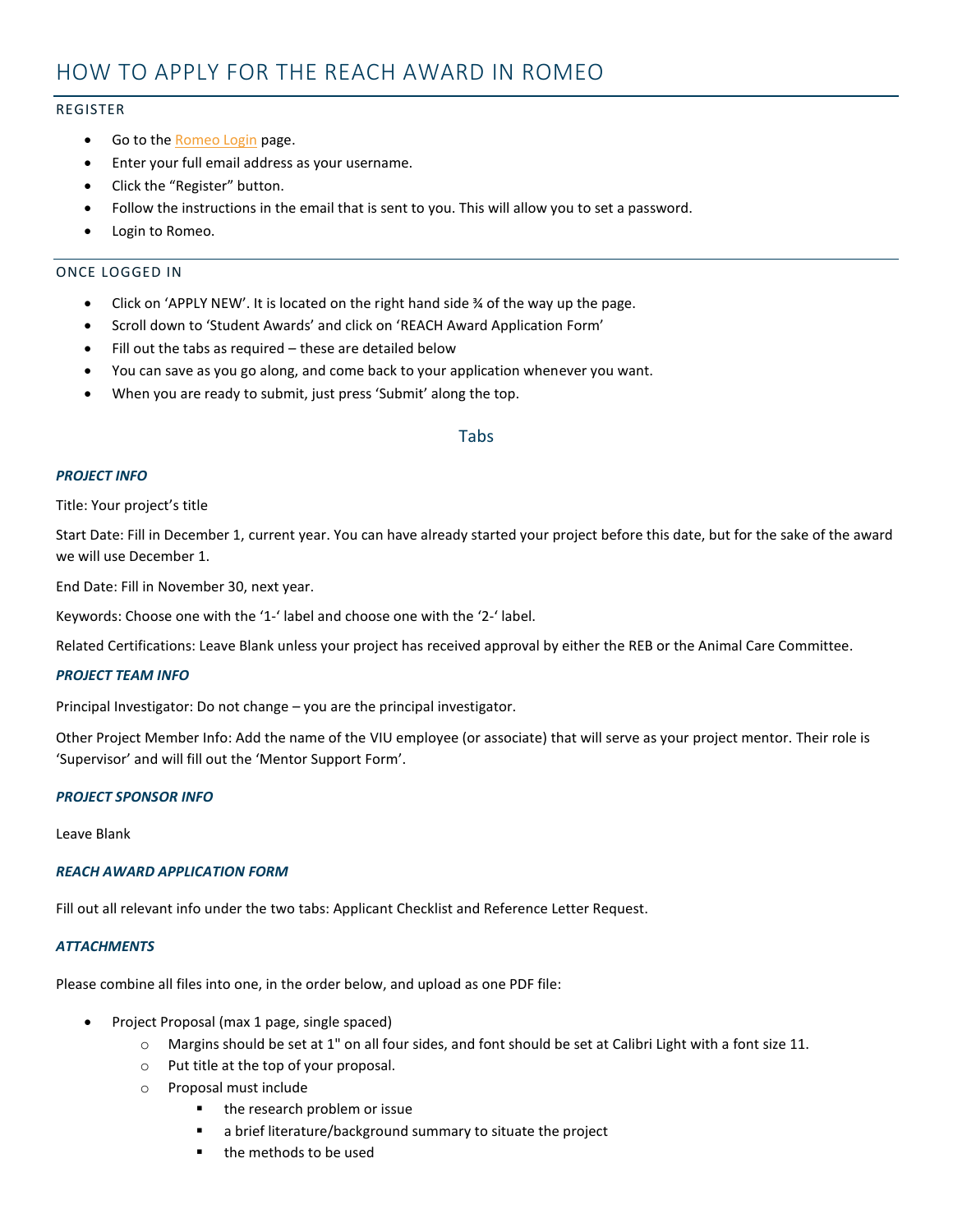# HOW TO APPLY FOR THE REACH AWARD IN ROMEO

## REGISTER

- Go to the [Romeo Login] page.
- Enter your full email address as your username.
- Click the "Register" button.
- Follow the instructions in the email that is sent to you. This will allow you to set a password.
- Login to Romeo.

## ONCE LOGGED IN

- Click on 'APPLY NEW'. It is located on the right hand side ¾ of the way up the page.
- Scroll down to 'Student Awards' and click on 'REACH Award Application Form'
- Fill out the tabs as required – these are detailed below
- You can save as you go along, and come back to your application whenever you want.
- When you are ready to submit, just press 'Submit' along the top.

## Tabs

### *PROJECT INFO*

Title: Your project's title

Start Date: Fill in December 1, current year. You can have already started your project before this date, but for the sake of the award we will use December 1.

End Date: Fill in November 30, next year.

Keywords: Choose one with the '1-' label and choose one with the '2-' label.

Related Certifications: Leave Blank unless your project has received approval by either the REB or the Animal Care Committee.

### *PROJECT TEAM INFO*

Principal Investigator: Do not change – you are the principal investigator.

Other Project Member Info: Add the name of the VIU employee (or associate) that will serve as your project mentor. Their role is 'Supervisor' and will fill out the 'Mentor Support Form'.

### *PROJECT SPONSOR INFO*

Leave Blank

### *REACH AWARD APPLICATION FORM*

Fill out all relevant info under the two tabs: Applicant Checklist and Reference Letter Request.

### *ATTACHMENTS*

Please combine all files into one, in the order below, and upload as one PDF file:

- Project Proposal (max 1 page, single spaced)
  - Margins should be set at 1" on all four sides, and font should be set at Calibri Light with a font size 11.
  - Put title at the top of your proposal.
  - Proposal must include
    - the research problem or issue
    - a brief literature/background summary to situate the project
    - the methods to be used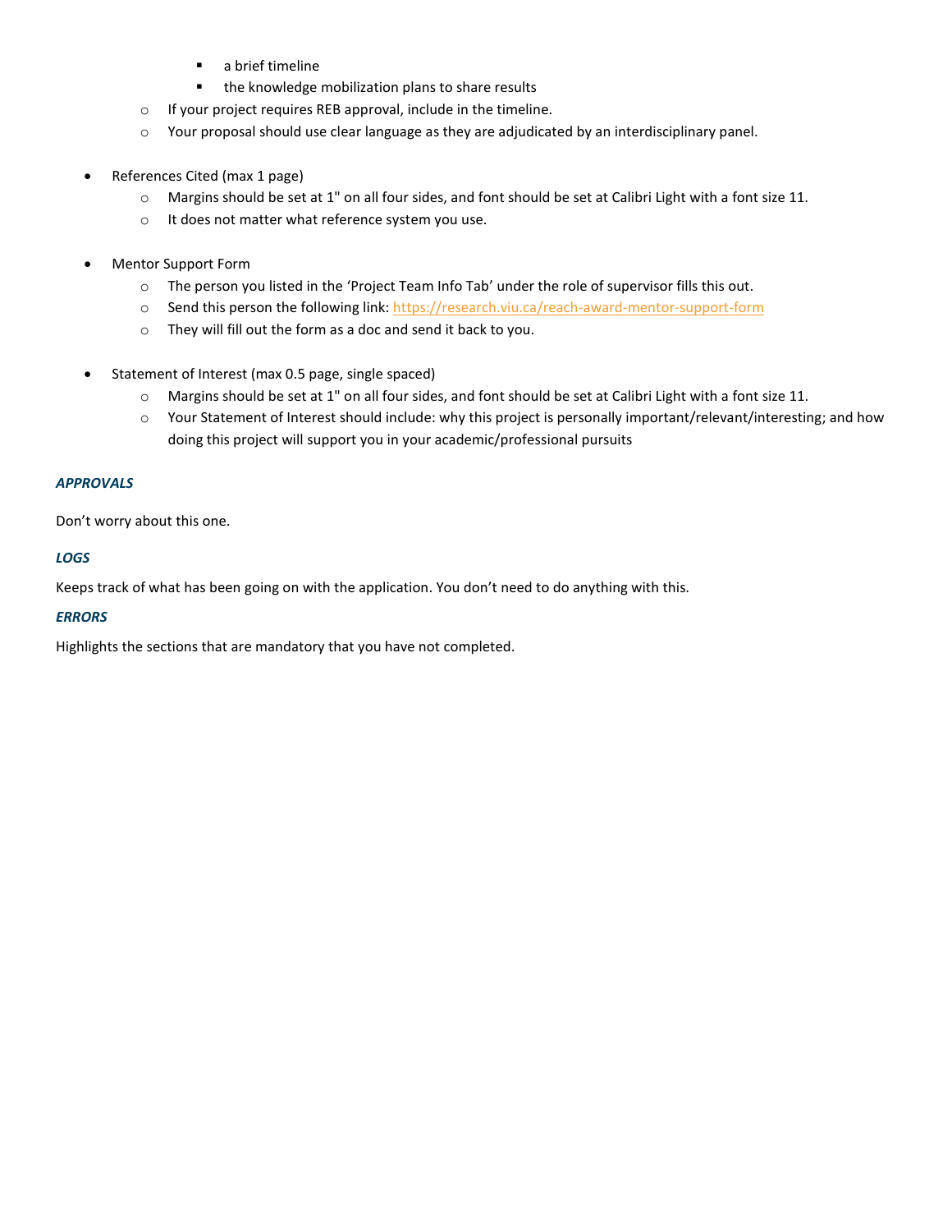- a brief timeline
        - the knowledge mobilization plans to share results
    - If your project requires REB approval, include in the timeline.
    - Your proposal should use clear language as they are adjudicated by an interdisciplinary panel.

- References Cited (max 1 page)
    - Margins should be set at 1" on all four sides, and font should be set at Calibri Light with a font size 11.
    - It does not matter what reference system you use.

- Mentor Support Form
    - The person you listed in the 'Project Team Info Tab' under the role of supervisor fills this out.
    - Send this person the following link: https://research.viu.ca/reach-award-mentor-support-form
    - They will fill out the form as a doc and send it back to you.

- Statement of Interest (max 0.5 page, single spaced)
    - Margins should be set at 1" on all four sides, and font should be set at Calibri Light with a font size 11.
    - Your Statement of Interest should include: why this project is personally important/relevant/interesting; and how doing this project will support you in your academic/professional pursuits

***APPROVALS***

Don't worry about this one.

***LOGS***

Keeps track of what has been going on with the application. You don't need to do anything with this.

***ERRORS***

Highlights the sections that are mandatory that you have not completed.